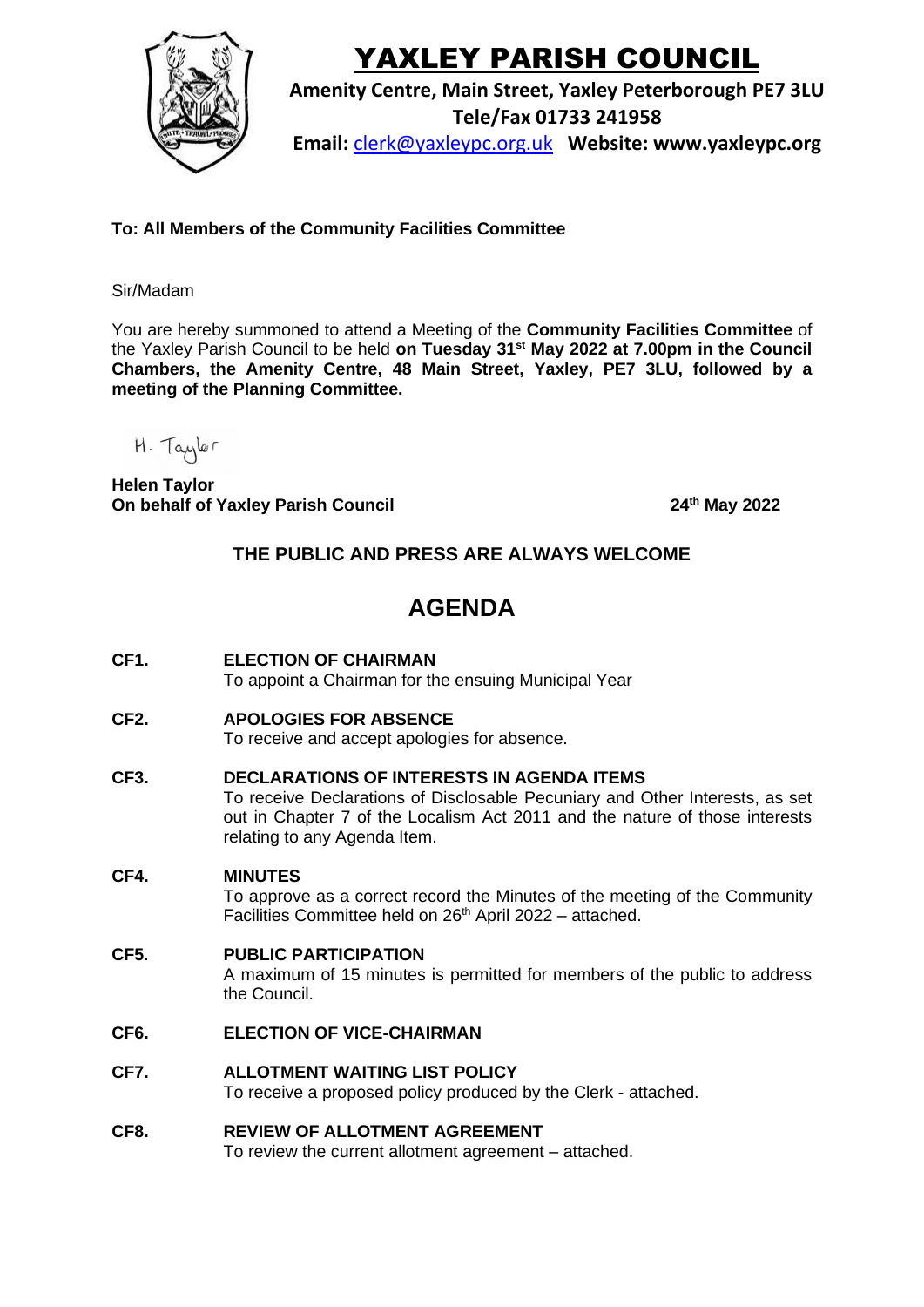# YAXLEY PARISH COUNCIL

**Amenity Centre, Main Street, Yaxley Peterborough PE7 3LU**
**Tele/Fax 01733 241958**
**Email:** clerk@yaxleypc.org.uk **Website: www.yaxleypc.org**

**To: All Members of the Community Facilities Committee**

Sir/Madam

You are hereby summoned to attend a Meeting of the **Community Facilities Committee** of the Yaxley Parish Council to be held **on Tuesday 31st May 2022 at 7.00pm in the Council Chambers, the Amenity Centre, 48 Main Street, Yaxley, PE7 3LU, followed by a meeting of the Planning Committee.**

H. Taylor

**Helen Taylor**
**On behalf of Yaxley Parish Council** **24th May 2022**

**THE PUBLIC AND PRESS ARE ALWAYS WELCOME**

## AGENDA

**CF1. ELECTION OF CHAIRMAN**
To appoint a Chairman for the ensuing Municipal Year

**CF2. APOLOGIES FOR ABSENCE**
To receive and accept apologies for absence.

**CF3. DECLARATIONS OF INTERESTS IN AGENDA ITEMS**
To receive Declarations of Disclosable Pecuniary and Other Interests, as set out in Chapter 7 of the Localism Act 2011 and the nature of those interests relating to any Agenda Item.

**CF4. MINUTES**
To approve as a correct record the Minutes of the meeting of the Community Facilities Committee held on 26th April 2022 – attached.

**CF5. PUBLIC PARTICIPATION**
A maximum of 15 minutes is permitted for members of the public to address the Council.

**CF6. ELECTION OF VICE-CHAIRMAN**

**CF7. ALLOTMENT WAITING LIST POLICY**
To receive a proposed policy produced by the Clerk - attached.

**CF8. REVIEW OF ALLOTMENT AGREEMENT**
To review the current allotment agreement – attached.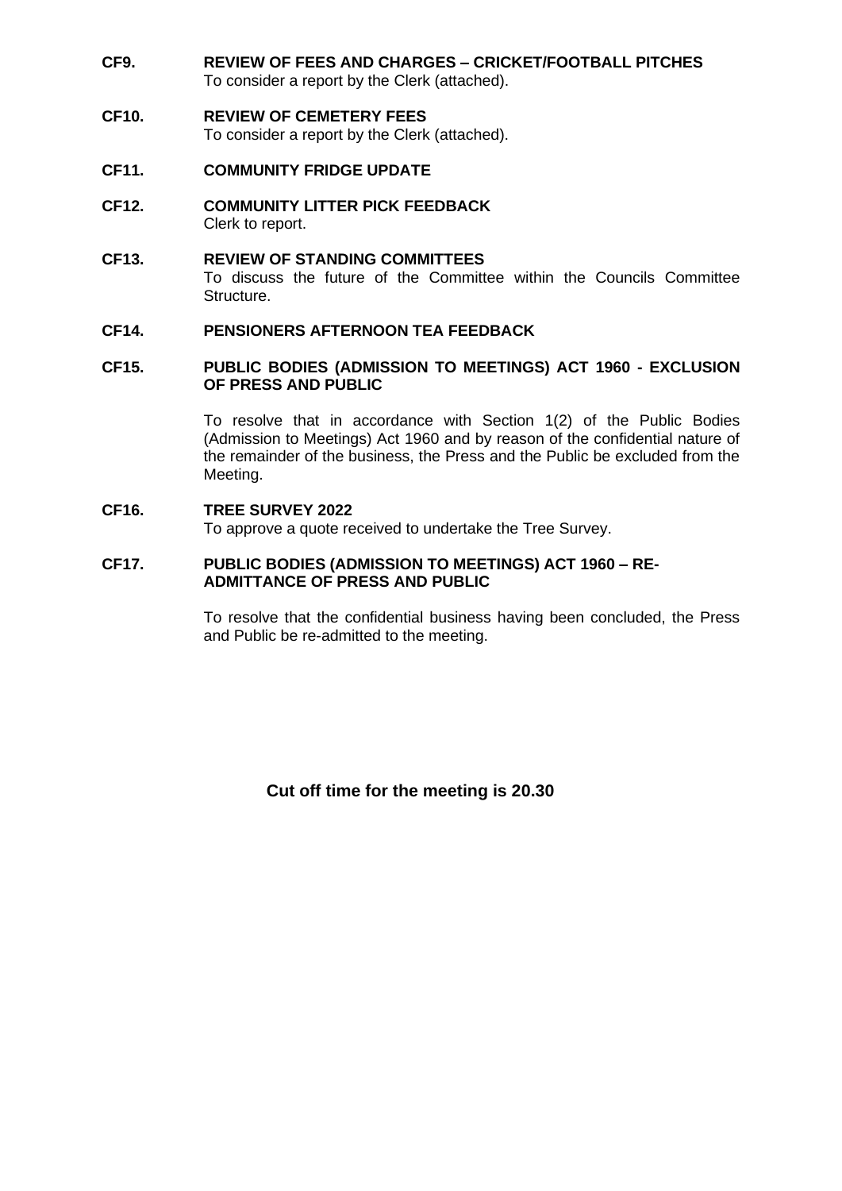**CF9. REVIEW OF FEES AND CHARGES – CRICKET/FOOTBALL PITCHES**
To consider a report by the Clerk (attached).

**CF10. REVIEW OF CEMETERY FEES**
To consider a report by the Clerk (attached).

**CF11. COMMUNITY FRIDGE UPDATE**

**CF12. COMMUNITY LITTER PICK FEEDBACK**
Clerk to report.

**CF13. REVIEW OF STANDING COMMITTEES**
To discuss the future of the Committee within the Councils Committee Structure.

**CF14. PENSIONERS AFTERNOON TEA FEEDBACK**

**CF15. PUBLIC BODIES (ADMISSION TO MEETINGS) ACT 1960 - EXCLUSION OF PRESS AND PUBLIC**

To resolve that in accordance with Section 1(2) of the Public Bodies (Admission to Meetings) Act 1960 and by reason of the confidential nature of the remainder of the business, the Press and the Public be excluded from the Meeting.

**CF16. TREE SURVEY 2022**
To approve a quote received to undertake the Tree Survey.

**CF17. PUBLIC BODIES (ADMISSION TO MEETINGS) ACT 1960 – RE-ADMITTANCE OF PRESS AND PUBLIC**

To resolve that the confidential business having been concluded, the Press and Public be re-admitted to the meeting.

**Cut off time for the meeting is 20.30**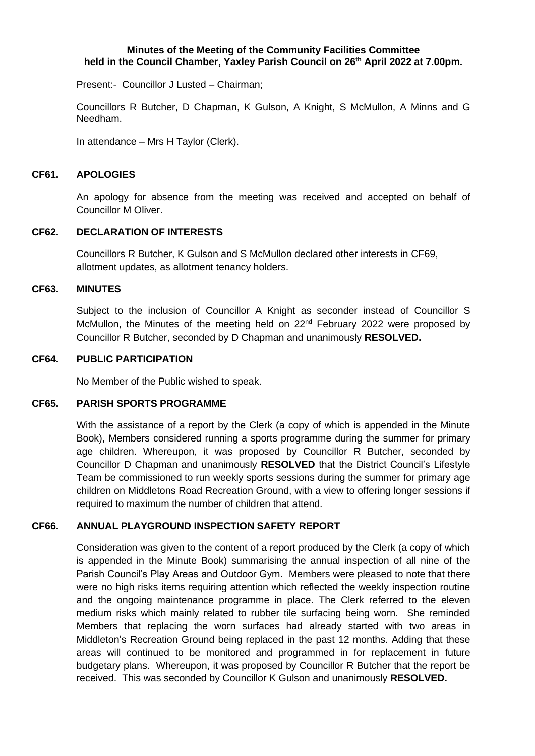**Minutes of the Meeting of the Community Facilities Committee held in the Council Chamber, Yaxley Parish Council on 26th April 2022 at 7.00pm.**

Present:- Councillor J Lusted – Chairman;

Councillors R Butcher, D Chapman, K Gulson, A Knight, S McMullon, A Minns and G Needham.

In attendance – Mrs H Taylor (Clerk).

## CF61. APOLOGIES

An apology for absence from the meeting was received and accepted on behalf of Councillor M Oliver.

## CF62. DECLARATION OF INTERESTS

Councillors R Butcher, K Gulson and S McMullon declared other interests in CF69, allotment updates, as allotment tenancy holders.

## CF63. MINUTES

Subject to the inclusion of Councillor A Knight as seconder instead of Councillor S McMullon, the Minutes of the meeting held on 22nd February 2022 were proposed by Councillor R Butcher, seconded by D Chapman and unanimously **RESOLVED.**

## CF64. PUBLIC PARTICIPATION

No Member of the Public wished to speak.

## CF65. PARISH SPORTS PROGRAMME

With the assistance of a report by the Clerk (a copy of which is appended in the Minute Book), Members considered running a sports programme during the summer for primary age children. Whereupon, it was proposed by Councillor R Butcher, seconded by Councillor D Chapman and unanimously **RESOLVED** that the District Council's Lifestyle Team be commissioned to run weekly sports sessions during the summer for primary age children on Middletons Road Recreation Ground, with a view to offering longer sessions if required to maximum the number of children that attend.

## CF66. ANNUAL PLAYGROUND INSPECTION SAFETY REPORT

Consideration was given to the content of a report produced by the Clerk (a copy of which is appended in the Minute Book) summarising the annual inspection of all nine of the Parish Council's Play Areas and Outdoor Gym. Members were pleased to note that there were no high risks items requiring attention which reflected the weekly inspection routine and the ongoing maintenance programme in place. The Clerk referred to the eleven medium risks which mainly related to rubber tile surfacing being worn. She reminded Members that replacing the worn surfaces had already started with two areas in Middleton's Recreation Ground being replaced in the past 12 months. Adding that these areas will continued to be monitored and programmed in for replacement in future budgetary plans. Whereupon, it was proposed by Councillor R Butcher that the report be received. This was seconded by Councillor K Gulson and unanimously **RESOLVED.**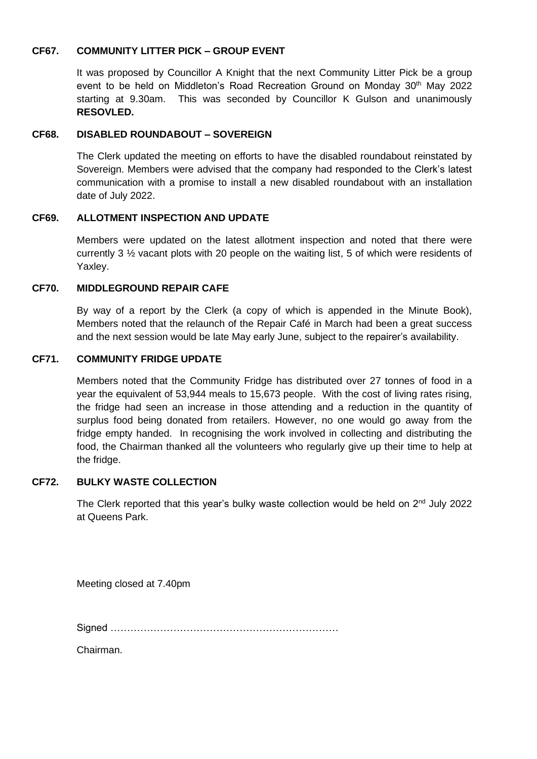### CF67. COMMUNITY LITTER PICK – GROUP EVENT

It was proposed by Councillor A Knight that the next Community Litter Pick be a group event to be held on Middleton's Road Recreation Ground on Monday 30th May 2022 starting at 9.30am. This was seconded by Councillor K Gulson and unanimously **RESOVLED.**

### CF68. DISABLED ROUNDABOUT – SOVEREIGN

The Clerk updated the meeting on efforts to have the disabled roundabout reinstated by Sovereign. Members were advised that the company had responded to the Clerk's latest communication with a promise to install a new disabled roundabout with an installation date of July 2022.

### CF69. ALLOTMENT INSPECTION AND UPDATE

Members were updated on the latest allotment inspection and noted that there were currently 3 ½ vacant plots with 20 people on the waiting list, 5 of which were residents of Yaxley.

### CF70. MIDDLEGROUND REPAIR CAFE

By way of a report by the Clerk (a copy of which is appended in the Minute Book), Members noted that the relaunch of the Repair Café in March had been a great success and the next session would be late May early June, subject to the repairer's availability.

### CF71. COMMUNITY FRIDGE UPDATE

Members noted that the Community Fridge has distributed over 27 tonnes of food in a year the equivalent of 53,944 meals to 15,673 people. With the cost of living rates rising, the fridge had seen an increase in those attending and a reduction in the quantity of surplus food being donated from retailers. However, no one would go away from the fridge empty handed. In recognising the work involved in collecting and distributing the food, the Chairman thanked all the volunteers who regularly give up their time to help at the fridge.

### CF72. BULKY WASTE COLLECTION

The Clerk reported that this year's bulky waste collection would be held on 2nd July 2022 at Queens Park.

Meeting closed at 7.40pm

Signed ……………………………………………………………

Chairman.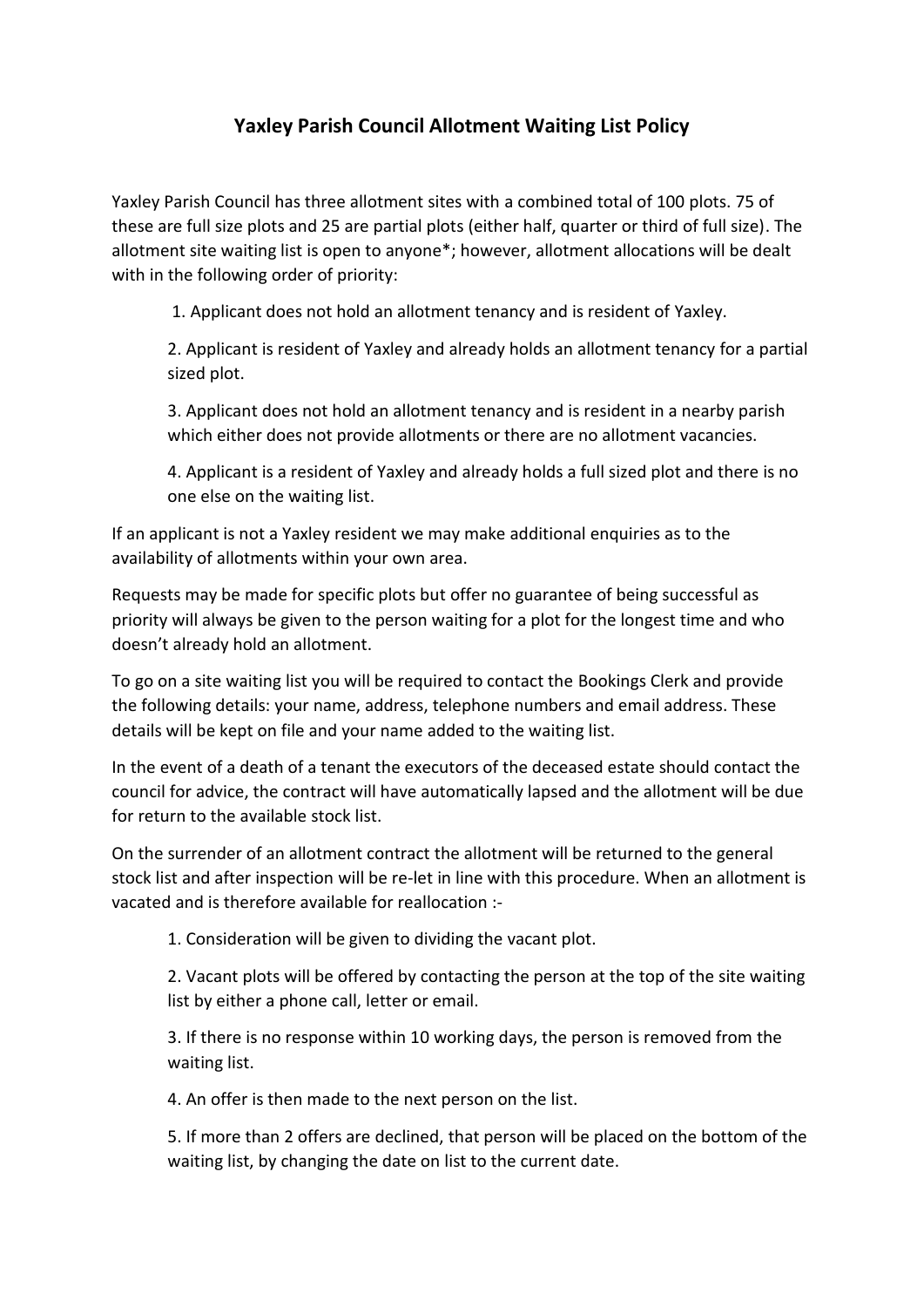# Yaxley Parish Council Allotment Waiting List Policy

Yaxley Parish Council has three allotment sites with a combined total of 100 plots. 75 of these are full size plots and 25 are partial plots (either half, quarter or third of full size). The allotment site waiting list is open to anyone*; however, allotment allocations will be dealt with in the following order of priority:

1. Applicant does not hold an allotment tenancy and is resident of Yaxley.
2. Applicant is resident of Yaxley and already holds an allotment tenancy for a partial sized plot.
3. Applicant does not hold an allotment tenancy and is resident in a nearby parish which either does not provide allotments or there are no allotment vacancies.
4. Applicant is a resident of Yaxley and already holds a full sized plot and there is no one else on the waiting list.

If an applicant is not a Yaxley resident we may make additional enquiries as to the availability of allotments within your own area.

Requests may be made for specific plots but offer no guarantee of being successful as priority will always be given to the person waiting for a plot for the longest time and who doesn't already hold an allotment.

To go on a site waiting list you will be required to contact the Bookings Clerk and provide the following details: your name, address, telephone numbers and email address. These details will be kept on file and your name added to the waiting list.

In the event of a death of a tenant the executors of the deceased estate should contact the council for advice, the contract will have automatically lapsed and the allotment will be due for return to the available stock list.

On the surrender of an allotment contract the allotment will be returned to the general stock list and after inspection will be re-let in line with this procedure. When an allotment is vacated and is therefore available for reallocation :-

1. Consideration will be given to dividing the vacant plot.
2. Vacant plots will be offered by contacting the person at the top of the site waiting list by either a phone call, letter or email.
3. If there is no response within 10 working days, the person is removed from the waiting list.
4. An offer is then made to the next person on the list.
5. If more than 2 offers are declined, that person will be placed on the bottom of the waiting list, by changing the date on list to the current date.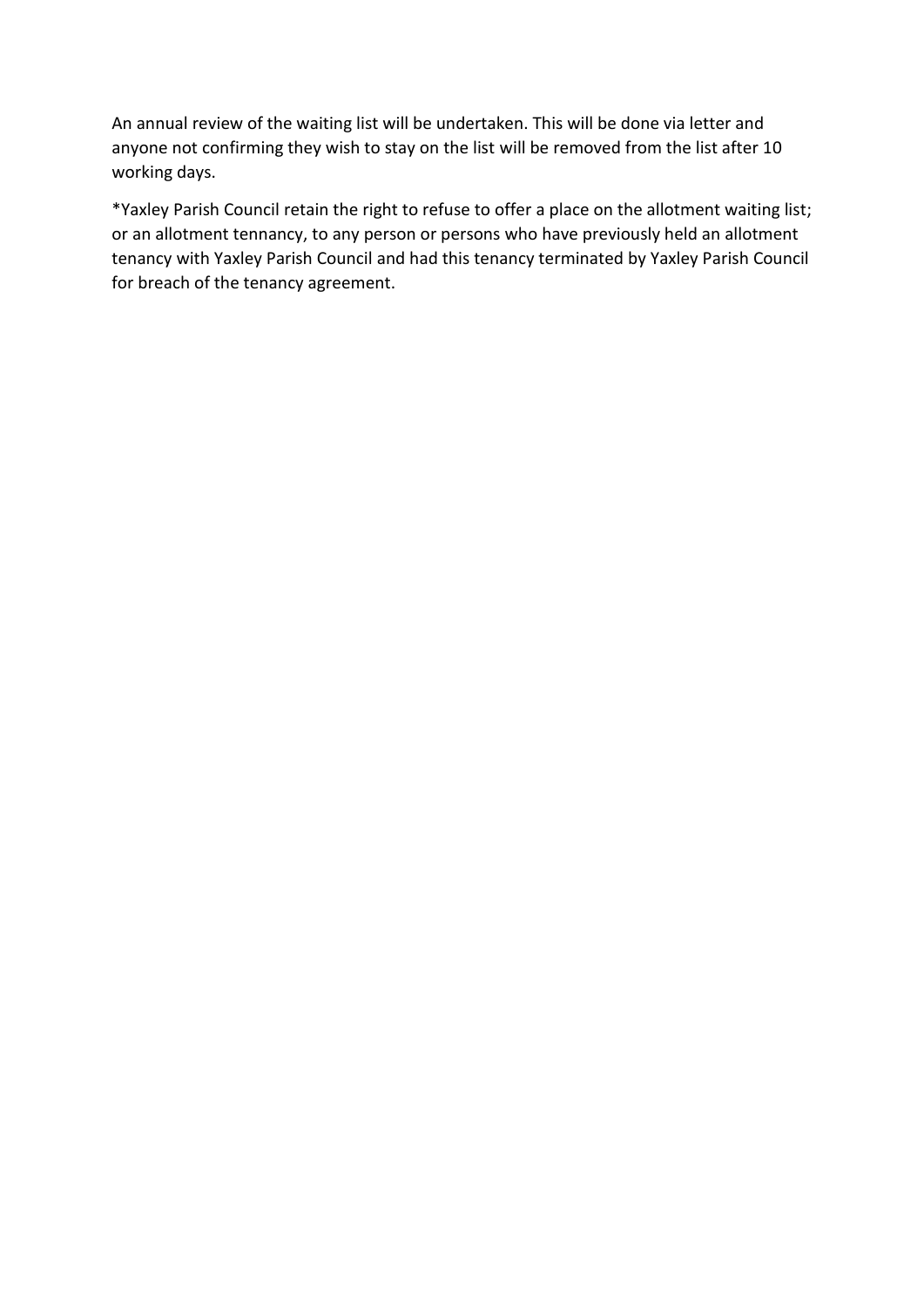An annual review of the waiting list will be undertaken. This will be done via letter and anyone not confirming they wish to stay on the list will be removed from the list after 10 working days.

*Yaxley Parish Council retain the right to refuse to offer a place on the allotment waiting list; or an allotment tennancy, to any person or persons who have previously held an allotment tenancy with Yaxley Parish Council and had this tenancy terminated by Yaxley Parish Council for breach of the tenancy agreement.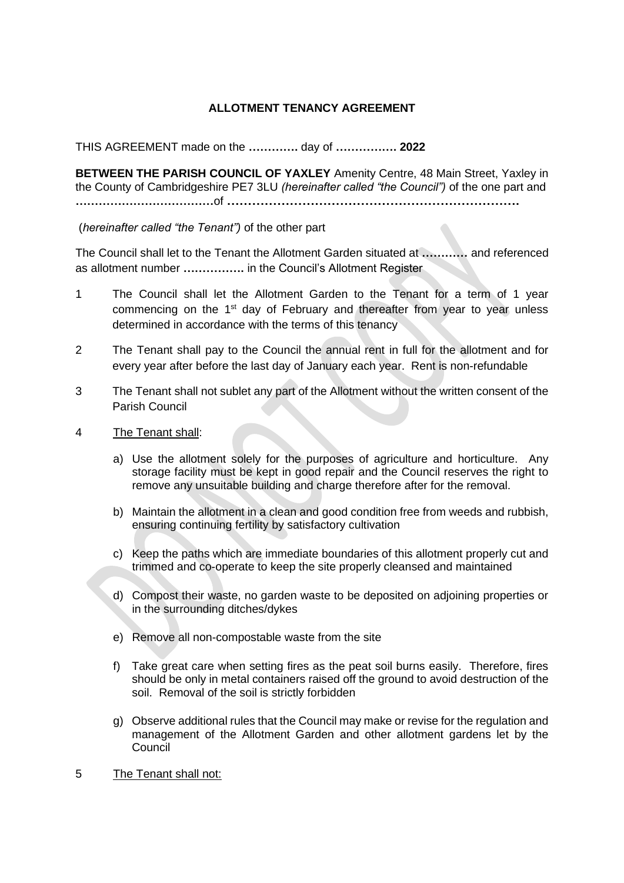**ALLOTMENT TENANCY AGREEMENT**

THIS AGREEMENT made on the **………….** day of **……………. 2022**

**BETWEEN THE PARISH COUNCIL OF YAXLEY** Amenity Centre, 48 Main Street, Yaxley in the County of Cambridgeshire PE7 3LU *(hereinafter called "the Council")* of the one part and **………………………………**of **……………………………………………………………….**

(*hereinafter called "the Tenant")* of the other part

The Council shall let to the Tenant the Allotment Garden situated at **…………** and referenced as allotment number **…………….** in the Council's Allotment Register

1 The Council shall let the Allotment Garden to the Tenant for a term of 1 year commencing on the 1st day of February and thereafter from year to year unless determined in accordance with the terms of this tenancy

2 The Tenant shall pay to the Council the annual rent in full for the allotment and for every year after before the last day of January each year. Rent is non-refundable

3 The Tenant shall not sublet any part of the Allotment without the written consent of the Parish Council

4 <u>The Tenant shall</u>:

a) Use the allotment solely for the purposes of agriculture and horticulture. Any storage facility must be kept in good repair and the Council reserves the right to remove any unsuitable building and charge therefore after for the removal.

b) Maintain the allotment in a clean and good condition free from weeds and rubbish, ensuring continuing fertility by satisfactory cultivation

c) Keep the paths which are immediate boundaries of this allotment properly cut and trimmed and co-operate to keep the site properly cleansed and maintained

d) Compost their waste, no garden waste to be deposited on adjoining properties or in the surrounding ditches/dykes

e) Remove all non-compostable waste from the site

f) Take great care when setting fires as the peat soil burns easily. Therefore, fires should be only in metal containers raised off the ground to avoid destruction of the soil. Removal of the soil is strictly forbidden

g) Observe additional rules that the Council may make or revise for the regulation and management of the Allotment Garden and other allotment gardens let by the Council

5 <u>The Tenant shall not:</u>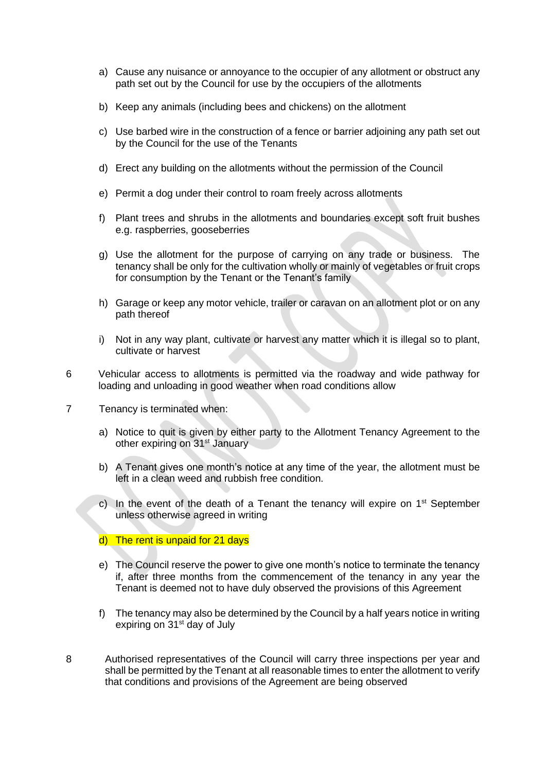a) Cause any nuisance or annoyance to the occupier of any allotment or obstruct any path set out by the Council for use by the occupiers of the allotments

b) Keep any animals (including bees and chickens) on the allotment

c) Use barbed wire in the construction of a fence or barrier adjoining any path set out by the Council for the use of the Tenants

d) Erect any building on the allotments without the permission of the Council

e) Permit a dog under their control to roam freely across allotments

f) Plant trees and shrubs in the allotments and boundaries except soft fruit bushes e.g. raspberries, gooseberries

g) Use the allotment for the purpose of carrying on any trade or business. The tenancy shall be only for the cultivation wholly or mainly of vegetables or fruit crops for consumption by the Tenant or the Tenant's family

h) Garage or keep any motor vehicle, trailer or caravan on an allotment plot or on any path thereof

i) Not in any way plant, cultivate or harvest any matter which it is illegal so to plant, cultivate or harvest

6 Vehicular access to allotments is permitted via the roadway and wide pathway for loading and unloading in good weather when road conditions allow

7 Tenancy is terminated when:

a) Notice to quit is given by either party to the Allotment Tenancy Agreement to the other expiring on 31st January

b) A Tenant gives one month's notice at any time of the year, the allotment must be left in a clean weed and rubbish free condition.

c) In the event of the death of a Tenant the tenancy will expire on 1st September unless otherwise agreed in writing

d) The rent is unpaid for 21 days

e) The Council reserve the power to give one month's notice to terminate the tenancy if, after three months from the commencement of the tenancy in any year the Tenant is deemed not to have duly observed the provisions of this Agreement

f) The tenancy may also be determined by the Council by a half years notice in writing expiring on 31st day of July

8 Authorised representatives of the Council will carry three inspections per year and shall be permitted by the Tenant at all reasonable times to enter the allotment to verify that conditions and provisions of the Agreement are being observed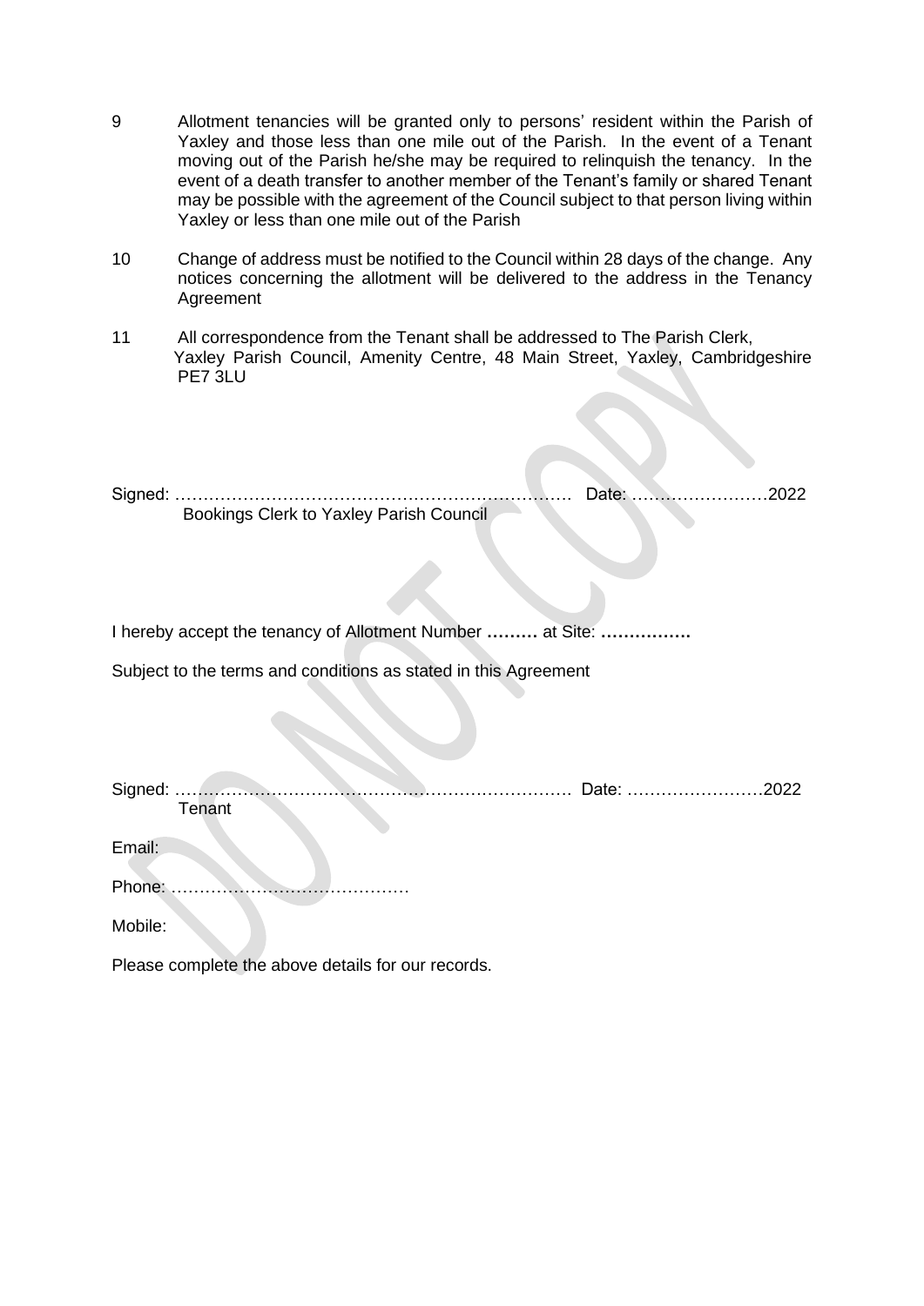9 Allotment tenancies will be granted only to persons' resident within the Parish of Yaxley and those less than one mile out of the Parish. In the event of a Tenant moving out of the Parish he/she may be required to relinquish the tenancy. In the event of a death transfer to another member of the Tenant's family or shared Tenant may be possible with the agreement of the Council subject to that person living within Yaxley or less than one mile out of the Parish

10 Change of address must be notified to the Council within 28 days of the change. Any notices concerning the allotment will be delivered to the address in the Tenancy Agreement

11 All correspondence from the Tenant shall be addressed to The Parish Clerk, Yaxley Parish Council, Amenity Centre, 48 Main Street, Yaxley, Cambridgeshire PE7 3LU

Signed: …………………………………………………………… Date: ……………………2022
Bookings Clerk to Yaxley Parish Council

I hereby accept the tenancy of Allotment Number **………** at Site: **…………….**

Subject to the terms and conditions as stated in this Agreement

Signed: …………………………………………………………… Date: ……………………2022
Tenant

Email:

Phone: ……………………………………

Mobile:

Please complete the above details for our records.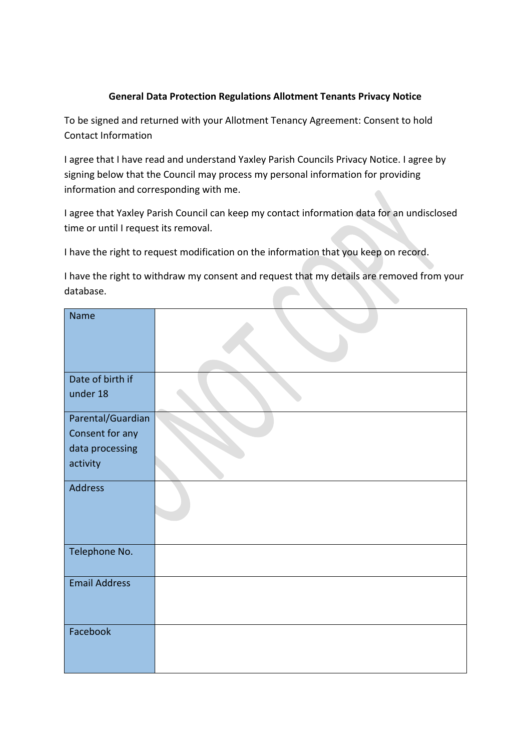**General Data Protection Regulations Allotment Tenants Privacy Notice**

To be signed and returned with your Allotment Tenancy Agreement: Consent to hold Contact Information

I agree that I have read and understand Yaxley Parish Councils Privacy Notice. I agree by signing below that the Council may process my personal information for providing information and corresponding with me.

I agree that Yaxley Parish Council can keep my contact information data for an undisclosed time or until I request its removal.

I have the right to request modification on the information that you keep on record.

I have the right to withdraw my consent and request that my details are removed from your database.

| | |
|---|---|
| Name | |
| Date of birth if under 18 | |
| Parental/Guardian Consent for any data processing activity | |
| Address | |
| Telephone No. | |
| Email Address | |
| Facebook | |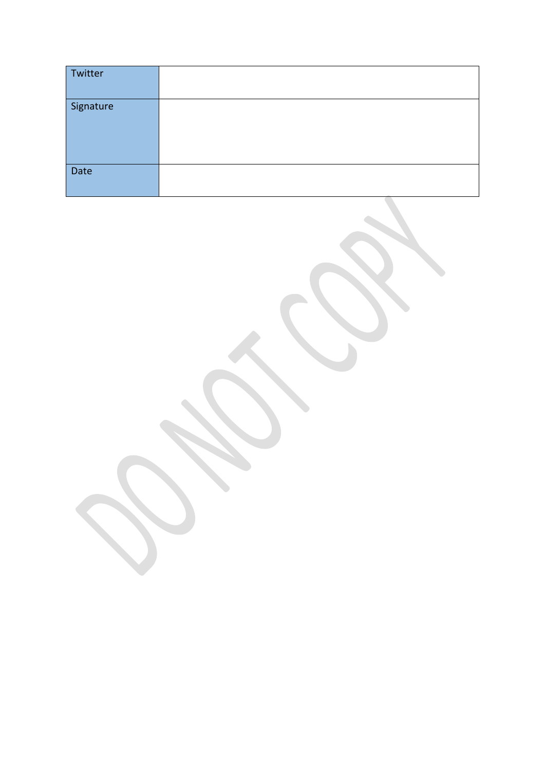| | |
|---|---|
| Twitter | |
| Signature | |
| Date | |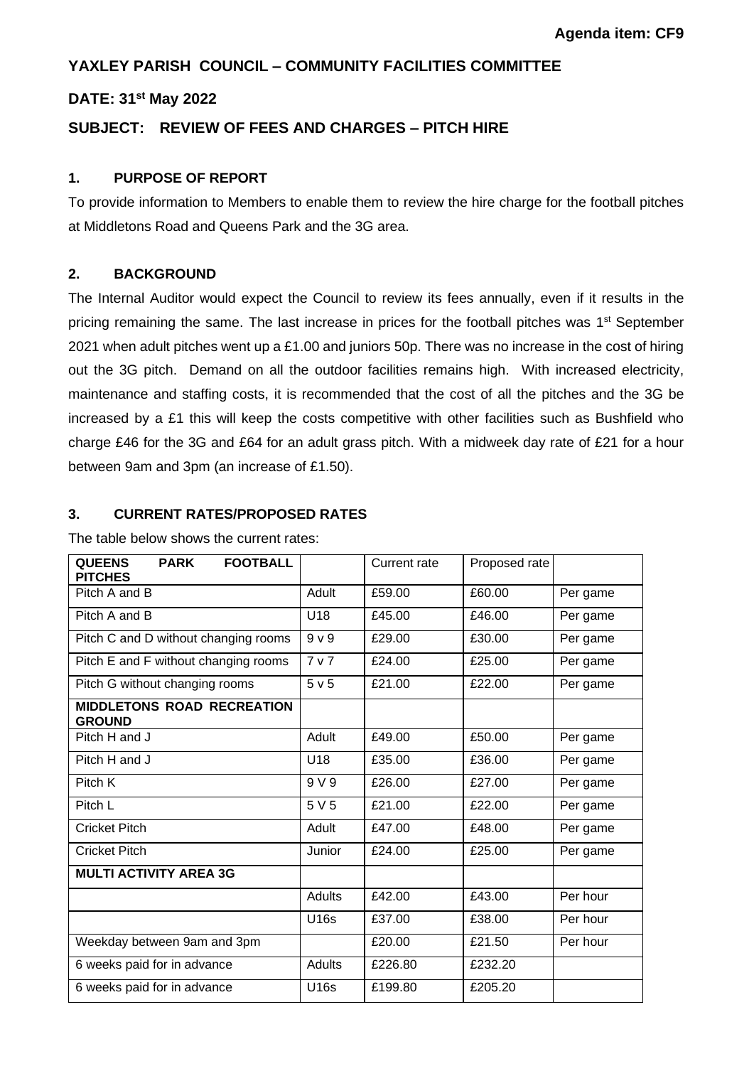**Agenda item: CF9**

## YAXLEY PARISH COUNCIL – COMMUNITY FACILITIES COMMITTEE

## DATE: 31st May 2022

## SUBJECT: REVIEW OF FEES AND CHARGES – PITCH HIRE

### 1. PURPOSE OF REPORT

To provide information to Members to enable them to review the hire charge for the football pitches at Middletons Road and Queens Park and the 3G area.

### 2. BACKGROUND

The Internal Auditor would expect the Council to review its fees annually, even if it results in the pricing remaining the same. The last increase in prices for the football pitches was 1st September 2021 when adult pitches went up a £1.00 and juniors 50p. There was no increase in the cost of hiring out the 3G pitch. Demand on all the outdoor facilities remains high. With increased electricity, maintenance and staffing costs, it is recommended that the cost of all the pitches and the 3G be increased by a £1 this will keep the costs competitive with other facilities such as Bushfield who charge £46 for the 3G and £64 for an adult grass pitch. With a midweek day rate of £21 for a hour between 9am and 3pm (an increase of £1.50).

### 3. CURRENT RATES/PROPOSED RATES

The table below shows the current rates:

| QUEENS PARK FOOTBALL PITCHES | | Current rate | Proposed rate | |
|---|---|---|---|---|
| Pitch A and B | Adult | £59.00 | £60.00 | Per game |
| Pitch A and B | U18 | £45.00 | £46.00 | Per game |
| Pitch C and D without changing rooms | 9 v 9 | £29.00 | £30.00 | Per game |
| Pitch E and F without changing rooms | 7 v 7 | £24.00 | £25.00 | Per game |
| Pitch G without changing rooms | 5 v 5 | £21.00 | £22.00 | Per game |
| **MIDDLETONS ROAD RECREATION GROUND** | | | | |
| Pitch H and J | Adult | £49.00 | £50.00 | Per game |
| Pitch H and J | U18 | £35.00 | £36.00 | Per game |
| Pitch K | 9 V 9 | £26.00 | £27.00 | Per game |
| Pitch L | 5 V 5 | £21.00 | £22.00 | Per game |
| Cricket Pitch | Adult | £47.00 | £48.00 | Per game |
| Cricket Pitch | Junior | £24.00 | £25.00 | Per game |
| **MULTI ACTIVITY AREA 3G** | | | | |
| | Adults | £42.00 | £43.00 | Per hour |
| | U16s | £37.00 | £38.00 | Per hour |
| Weekday between 9am and 3pm | | £20.00 | £21.50 | Per hour |
| 6 weeks paid for in advance | Adults | £226.80 | £232.20 | |
| 6 weeks paid for in advance | U16s | £199.80 | £205.20 | |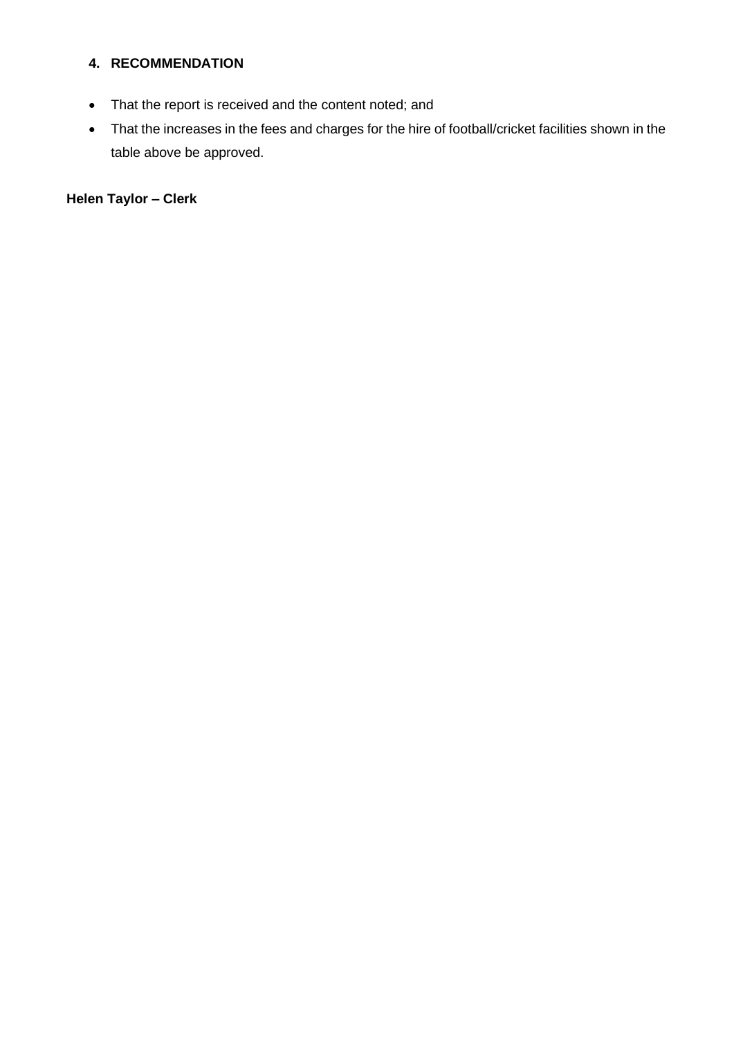## 4. RECOMMENDATION

- That the report is received and the content noted; and
- That the increases in the fees and charges for the hire of football/cricket facilities shown in the table above be approved.

**Helen Taylor – Clerk**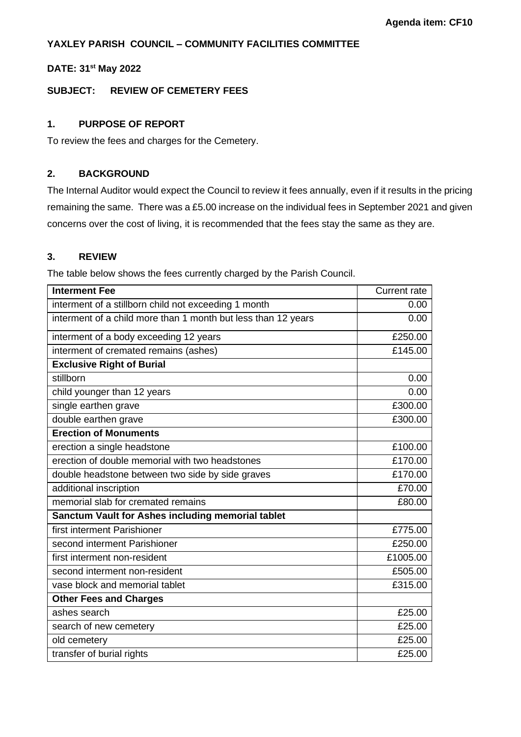**Agenda item: CF10**

**YAXLEY PARISH COUNCIL – COMMUNITY FACILITIES COMMITTEE**

**DATE: 31st May 2022**

**SUBJECT: REVIEW OF CEMETERY FEES**

## 1. PURPOSE OF REPORT

To review the fees and charges for the Cemetery.

## 2. BACKGROUND

The Internal Auditor would expect the Council to review it fees annually, even if it results in the pricing remaining the same. There was a £5.00 increase on the individual fees in September 2021 and given concerns over the cost of living, it is recommended that the fees stay the same as they are.

## 3. REVIEW

The table below shows the fees currently charged by the Parish Council.

| **Interment Fee** | Current rate |
|---|---|
| interment of a stillborn child not exceeding 1 month | 0.00 |
| interment of a child more than 1 month but less than 12 years | 0.00 |
| interment of a body exceeding 12 years | £250.00 |
| interment of cremated remains (ashes) | £145.00 |
| **Exclusive Right of Burial** | |
| stillborn | 0.00 |
| child younger than 12 years | 0.00 |
| single earthen grave | £300.00 |
| double earthen grave | £300.00 |
| **Erection of Monuments** | |
| erection a single headstone | £100.00 |
| erection of double memorial with two headstones | £170.00 |
| double headstone between two side by side graves | £170.00 |
| additional inscription | £70.00 |
| memorial slab for cremated remains | £80.00 |
| **Sanctum Vault for Ashes including memorial tablet** | |
| first interment Parishioner | £775.00 |
| second interment Parishioner | £250.00 |
| first interment non-resident | £1005.00 |
| second interment non-resident | £505.00 |
| vase block and memorial tablet | £315.00 |
| **Other Fees and Charges** | |
| ashes search | £25.00 |
| search of new cemetery | £25.00 |
| old cemetery | £25.00 |
| transfer of burial rights | £25.00 |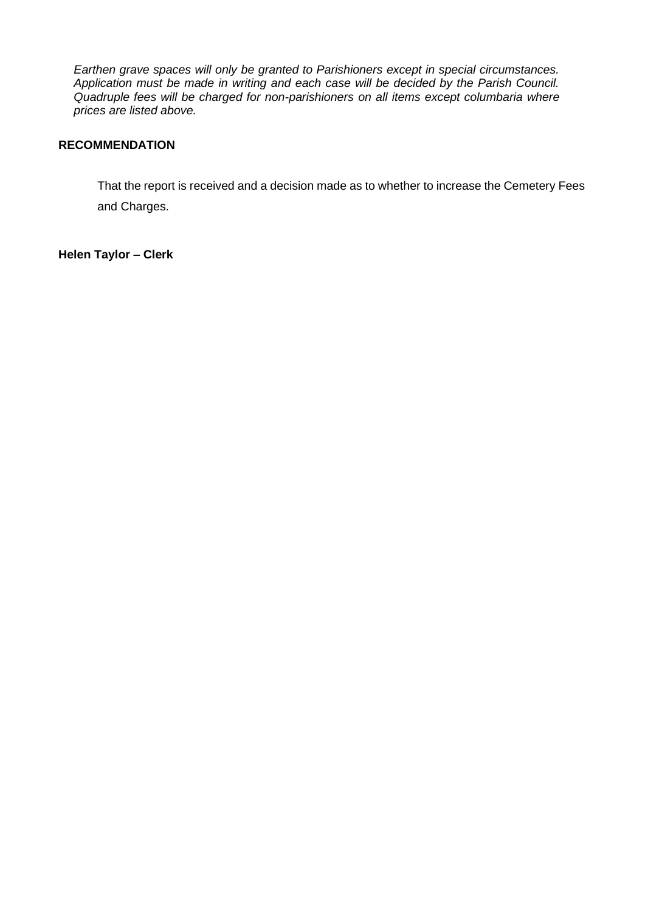*Earthen grave spaces will only be granted to Parishioners except in special circumstances. Application must be made in writing and each case will be decided by the Parish Council. Quadruple fees will be charged for non-parishioners on all items except columbaria where prices are listed above.*

**RECOMMENDATION**

That the report is received and a decision made as to whether to increase the Cemetery Fees and Charges.

**Helen Taylor – Clerk**